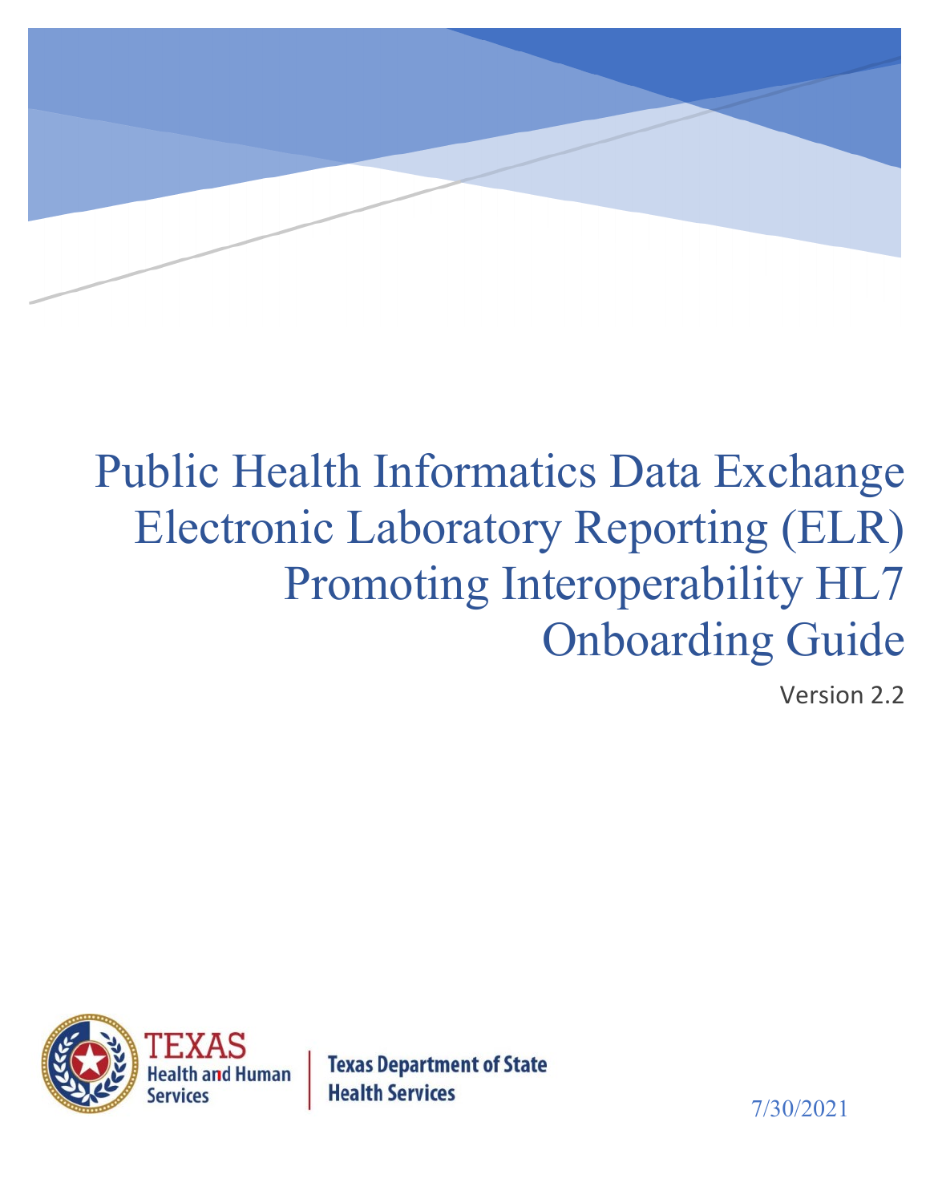# Public Health Informatics Data Exchange Electronic Laboratory Reporting (ELR) Promoting Interoperability HL7 Onboarding Guide

Version 2.2

TEXAS Health and Human Services

Texas Department of State Health Services

7/30/2021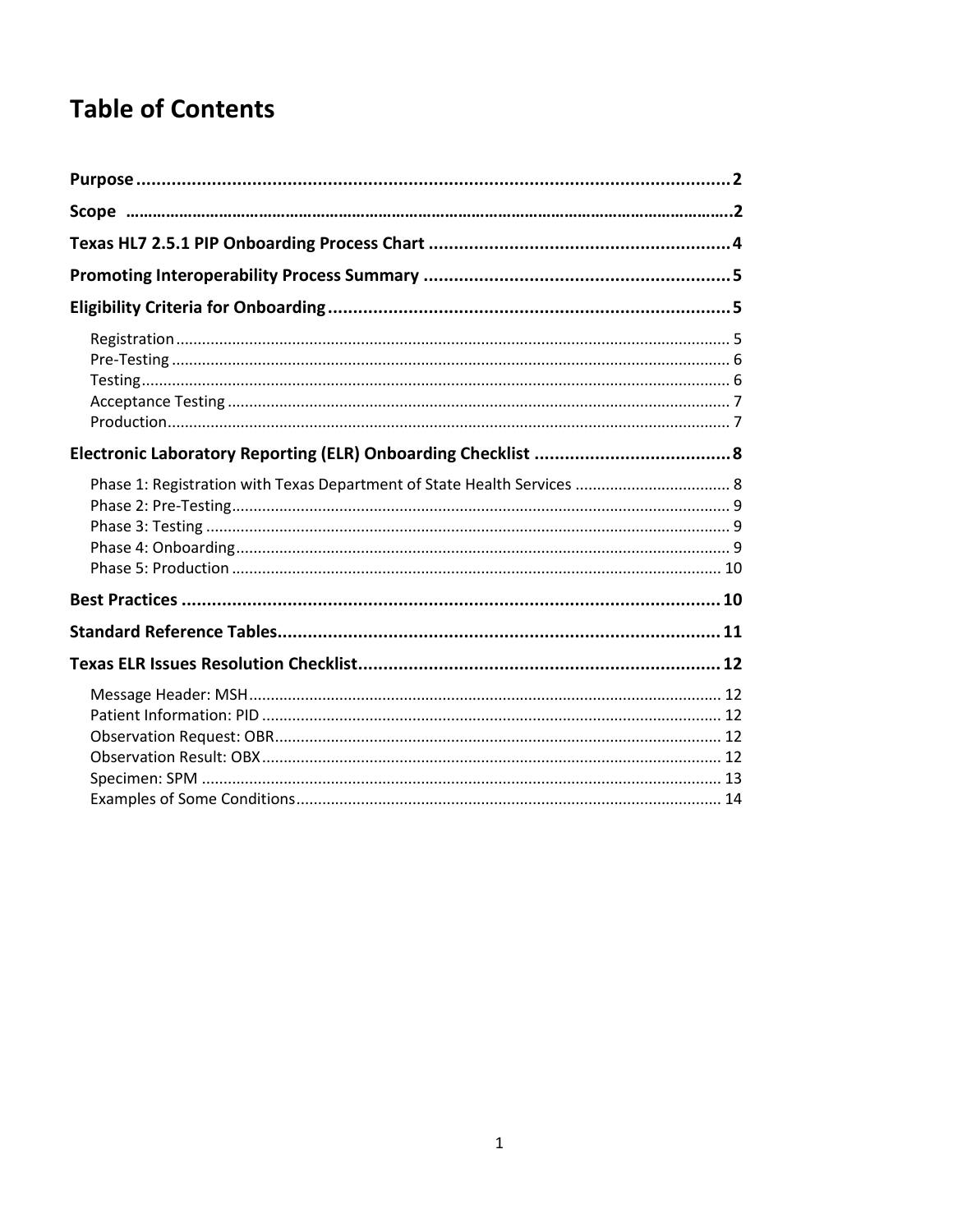# Table of Contents

**Purpose** ..................................................................................................................... **2**

**Scope** ............................................................................................................................ **2**

**Texas HL7 2.5.1 PIP Onboarding Process Chart** ............................................................ **4**

**Promoting Interoperability Process Summary** ............................................................. **5**

**Eligibility Criteria for Onboarding** ................................................................................ **5**

- Registration ........................................................................................................... 5
- Pre-Testing ............................................................................................................ 6
- Testing ................................................................................................................... 6
- Acceptance Testing ............................................................................................... 7
- Production ............................................................................................................. 7

**Electronic Laboratory Reporting (ELR) Onboarding Checklist** ....................................... **8**

- Phase 1: Registration with Texas Department of State Health Services .................................... 8
- Phase 2: Pre-Testing ............................................................................................... 9
- Phase 3: Testing ..................................................................................................... 9
- Phase 4: Onboarding .............................................................................................. 9
- Phase 5: Production ............................................................................................... 10

**Best Practices** ............................................................................................................ **10**

**Standard Reference Tables** ......................................................................................... **11**

**Texas ELR Issues Resolution Checklist** ........................................................................ **12**

- Message Header: MSH ........................................................................................... 12
- Patient Information: PID ........................................................................................ 12
- Observation Request: OBR ..................................................................................... 12
- Observation Result: OBX ........................................................................................ 12
- Specimen: SPM ...................................................................................................... 13
- Examples of Some Conditions ................................................................................. 14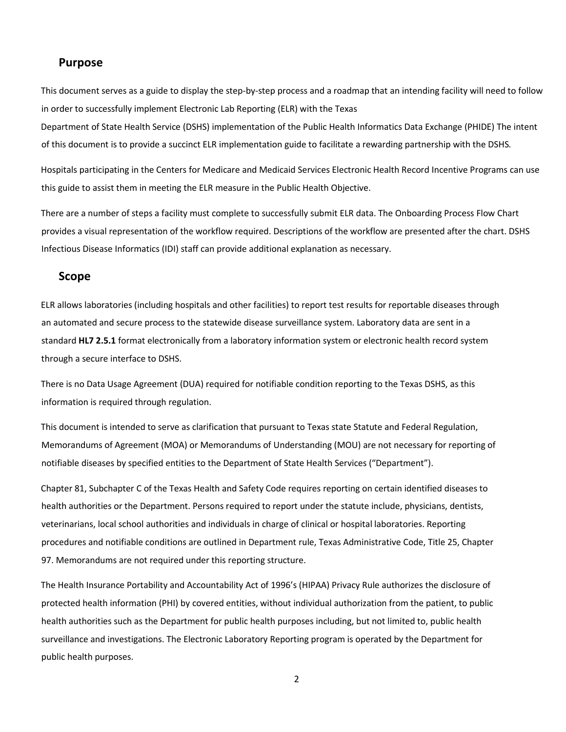## Purpose

This document serves as a guide to display the step-by-step process and a roadmap that an intending facility will need to follow in order to successfully implement Electronic Lab Reporting (ELR) with the Texas Department of State Health Service (DSHS) implementation of the Public Health Informatics Data Exchange (PHIDE) The intent of this document is to provide a succinct ELR implementation guide to facilitate a rewarding partnership with the DSHS*.*

Hospitals participating in the Centers for Medicare and Medicaid Services Electronic Health Record Incentive Programs can use this guide to assist them in meeting the ELR measure in the Public Health Objective.

There are a number of steps a facility must complete to successfully submit ELR data. The Onboarding Process Flow Chart provides a visual representation of the workflow required. Descriptions of the workflow are presented after the chart. DSHS Infectious Disease Informatics (IDI) staff can provide additional explanation as necessary.

## Scope

ELR allows laboratories (including hospitals and other facilities) to report test results for reportable diseases through an automated and secure process to the statewide disease surveillance system. Laboratory data are sent in a standard **HL7 2.5.1** format electronically from a laboratory information system or electronic health record system through a secure interface to DSHS.

There is no Data Usage Agreement (DUA) required for notifiable condition reporting to the Texas DSHS, as this information is required through regulation.

This document is intended to serve as clarification that pursuant to Texas state Statute and Federal Regulation, Memorandums of Agreement (MOA) or Memorandums of Understanding (MOU) are not necessary for reporting of notifiable diseases by specified entities to the Department of State Health Services ("Department").

Chapter 81, Subchapter C of the Texas Health and Safety Code requires reporting on certain identified diseases to health authorities or the Department. Persons required to report under the statute include, physicians, dentists, veterinarians, local school authorities and individuals in charge of clinical or hospital laboratories. Reporting procedures and notifiable conditions are outlined in Department rule, Texas Administrative Code, Title 25, Chapter 97. Memorandums are not required under this reporting structure.

The Health Insurance Portability and Accountability Act of 1996's (HIPAA) Privacy Rule authorizes the disclosure of protected health information (PHI) by covered entities, without individual authorization from the patient, to public health authorities such as the Department for public health purposes including, but not limited to, public health surveillance and investigations. The Electronic Laboratory Reporting program is operated by the Department for public health purposes.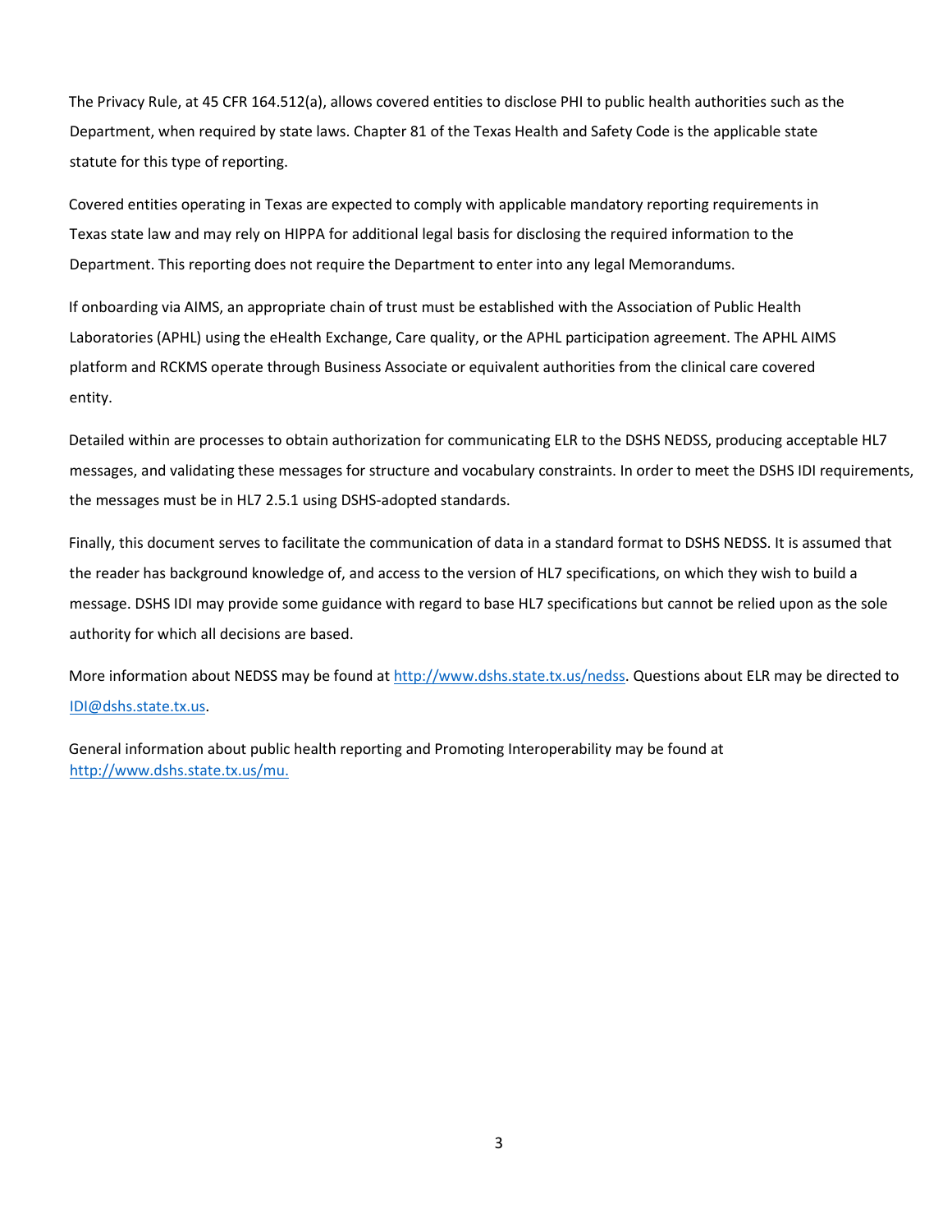The Privacy Rule, at 45 CFR 164.512(a), allows covered entities to disclose PHI to public health authorities such as the Department, when required by state laws. Chapter 81 of the Texas Health and Safety Code is the applicable state statute for this type of reporting.

Covered entities operating in Texas are expected to comply with applicable mandatory reporting requirements in Texas state law and may rely on HIPPA for additional legal basis for disclosing the required information to the Department. This reporting does not require the Department to enter into any legal Memorandums.

If onboarding via AIMS, an appropriate chain of trust must be established with the Association of Public Health Laboratories (APHL) using the eHealth Exchange, Care quality, or the APHL participation agreement. The APHL AIMS platform and RCKMS operate through Business Associate or equivalent authorities from the clinical care covered entity.

Detailed within are processes to obtain authorization for communicating ELR to the DSHS NEDSS, producing acceptable HL7 messages, and validating these messages for structure and vocabulary constraints. In order to meet the DSHS IDI requirements, the messages must be in HL7 2.5.1 using DSHS-adopted standards.

Finally, this document serves to facilitate the communication of data in a standard format to DSHS NEDSS. It is assumed that the reader has background knowledge of, and access to the version of HL7 specifications, on which they wish to build a message. DSHS IDI may provide some guidance with regard to base HL7 specifications but cannot be relied upon as the sole authority for which all decisions are based.

More information about NEDSS may be found at http://www.dshs.state.tx.us/nedss. Questions about ELR may be directed to IDI@dshs.state.tx.us.

General information about public health reporting and Promoting Interoperability may be found at http://www.dshs.state.tx.us/mu.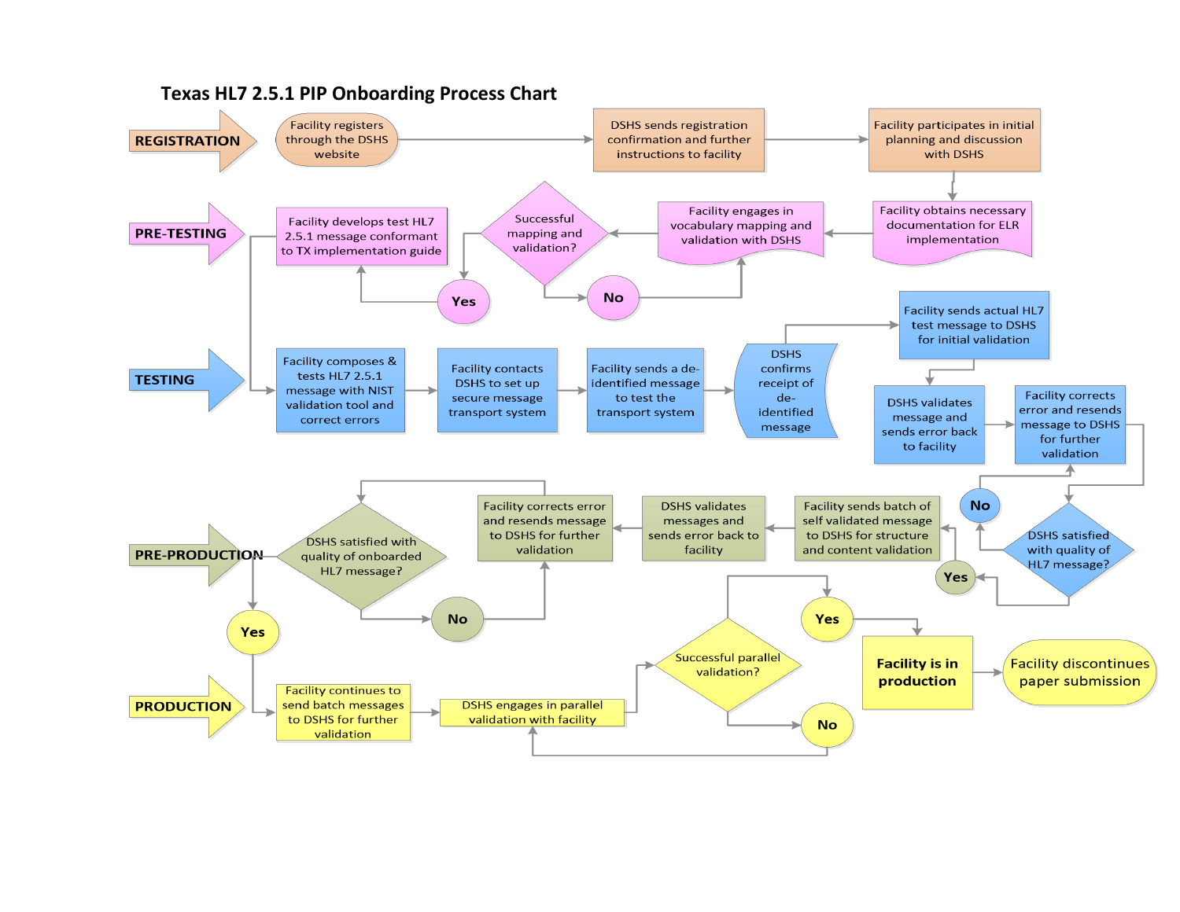# Texas HL7 2.5.1 PIP Onboarding Process Chart

**REGISTRATION**

- Facility registers through the DSHS website
- DSHS sends registration confirmation and further instructions to facility
- Facility participates in initial planning and discussion with DSHS

**PRE-TESTING**

- Facility obtains necessary documentation for ELR implementation
- Facility engages in vocabulary mapping and validation with DSHS
- Successful mapping and validation?
  - No → Facility engages in vocabulary mapping and validation with DSHS
  - Yes → Facility develops test HL7 2.5.1 message conformant to TX implementation guide

**TESTING**

- Facility composes & tests HL7 2.5.1 message with NIST validation tool and correct errors
- Facility contacts DSHS to set up secure message transport system
- Facility sends a de-identified message to test the transport system
- DSHS confirms receipt of de-identified message
- Facility sends actual HL7 test message to DSHS for initial validation
- DSHS validates message and sends error back to facility
- Facility corrects error and resends message to DSHS for further validation
- DSHS satisfied with quality of HL7 message?
  - No → Facility corrects error and resends message to DSHS for further validation
  - Yes → Facility sends batch of self validated message to DSHS for structure and content validation

**PRE-PRODUCTION**

- Facility sends batch of self validated message to DSHS for structure and content validation
- DSHS validates messages and sends error back to facility
- Facility corrects error and resends message to DSHS for further validation
- DSHS satisfied with quality of onboarded HL7 message?
  - No → Facility corrects error and resends message to DSHS for further validation
  - Yes → Facility continues to send batch messages to DSHS for further validation

**PRODUCTION**

- Facility continues to send batch messages to DSHS for further validation
- DSHS engages in parallel validation with facility
- Successful parallel validation?
  - No → DSHS engages in parallel validation with facility
  - Yes → **Facility is in production**
- Facility discontinues paper submission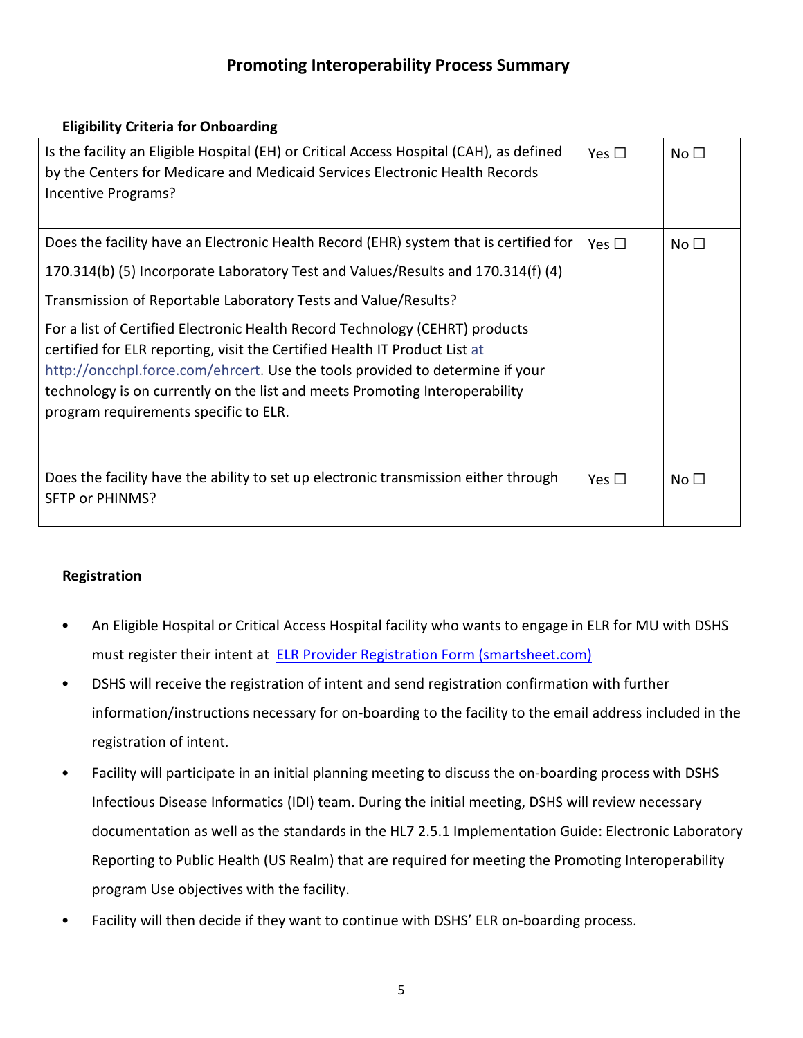# Promoting Interoperability Process Summary

**Eligibility Criteria for Onboarding**

| | | |
|---|---|---|
| Is the facility an Eligible Hospital (EH) or Critical Access Hospital (CAH), as defined by the Centers for Medicare and Medicaid Services Electronic Health Records Incentive Programs? | Yes ☐ | No ☐ |
| Does the facility have an Electronic Health Record (EHR) system that is certified for 170.314(b) (5) Incorporate Laboratory Test and Values/Results and 170.314(f) (4) Transmission of Reportable Laboratory Tests and Value/Results?<br><br>For a list of Certified Electronic Health Record Technology (CEHRT) products certified for ELR reporting, visit the Certified Health IT Product List at http://oncchpl.force.com/ehrcert. Use the tools provided to determine if your technology is on currently on the list and meets Promoting Interoperability program requirements specific to ELR. | Yes ☐ | No ☐ |
| Does the facility have the ability to set up electronic transmission either through SFTP or PHINMS? | Yes ☐ | No ☐ |

**Registration**

- An Eligible Hospital or Critical Access Hospital facility who wants to engage in ELR for MU with DSHS must register their intent at [ELR Provider Registration Form (smartsheet.com)](smartsheet.com)
- DSHS will receive the registration of intent and send registration confirmation with further information/instructions necessary for on-boarding to the facility to the email address included in the registration of intent.
- Facility will participate in an initial planning meeting to discuss the on-boarding process with DSHS Infectious Disease Informatics (IDI) team. During the initial meeting, DSHS will review necessary documentation as well as the standards in the HL7 2.5.1 Implementation Guide: Electronic Laboratory Reporting to Public Health (US Realm) that are required for meeting the Promoting Interoperability program Use objectives with the facility.
- Facility will then decide if they want to continue with DSHS' ELR on-boarding process.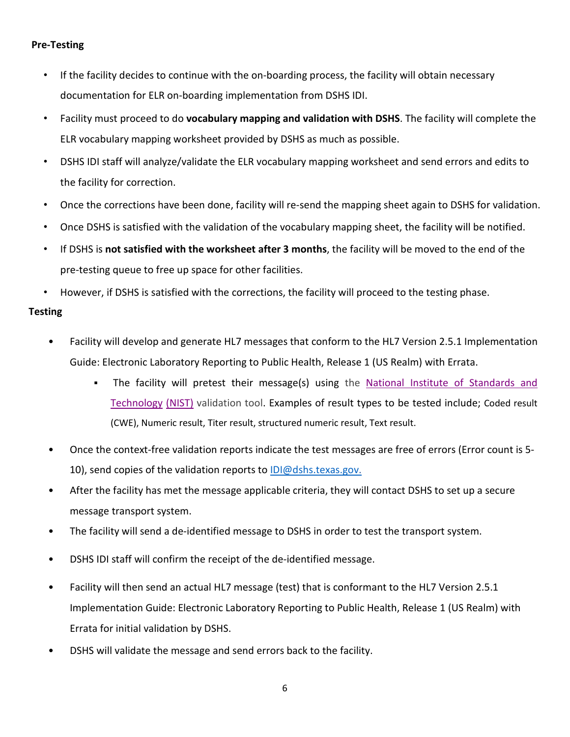**Pre-Testing**

- If the facility decides to continue with the on-boarding process, the facility will obtain necessary documentation for ELR on-boarding implementation from DSHS IDI.
- Facility must proceed to do **vocabulary mapping and validation with DSHS**. The facility will complete the ELR vocabulary mapping worksheet provided by DSHS as much as possible.
- DSHS IDI staff will analyze/validate the ELR vocabulary mapping worksheet and send errors and edits to the facility for correction.
- Once the corrections have been done, facility will re-send the mapping sheet again to DSHS for validation.
- Once DSHS is satisfied with the validation of the vocabulary mapping sheet, the facility will be notified.
- If DSHS is **not satisfied with the worksheet after 3 months**, the facility will be moved to the end of the pre-testing queue to free up space for other facilities.
- However, if DSHS is satisfied with the corrections, the facility will proceed to the testing phase.

**Testing**

- Facility will develop and generate HL7 messages that conform to the HL7 Version 2.5.1 Implementation Guide: Electronic Laboratory Reporting to Public Health, Release 1 (US Realm) with Errata.
  - The facility will pretest their message(s) using the National Institute of Standards and Technology (NIST) validation tool. Examples of result types to be tested include; Coded result (CWE), Numeric result, Titer result, structured numeric result, Text result.
- Once the context-free validation reports indicate the test messages are free of errors (Error count is 5-10), send copies of the validation reports to IDI@dshs.texas.gov.
- After the facility has met the message applicable criteria, they will contact DSHS to set up a secure message transport system.
- The facility will send a de-identified message to DSHS in order to test the transport system.
- DSHS IDI staff will confirm the receipt of the de-identified message.
- Facility will then send an actual HL7 message (test) that is conformant to the HL7 Version 2.5.1 Implementation Guide: Electronic Laboratory Reporting to Public Health, Release 1 (US Realm) with Errata for initial validation by DSHS.
- DSHS will validate the message and send errors back to the facility.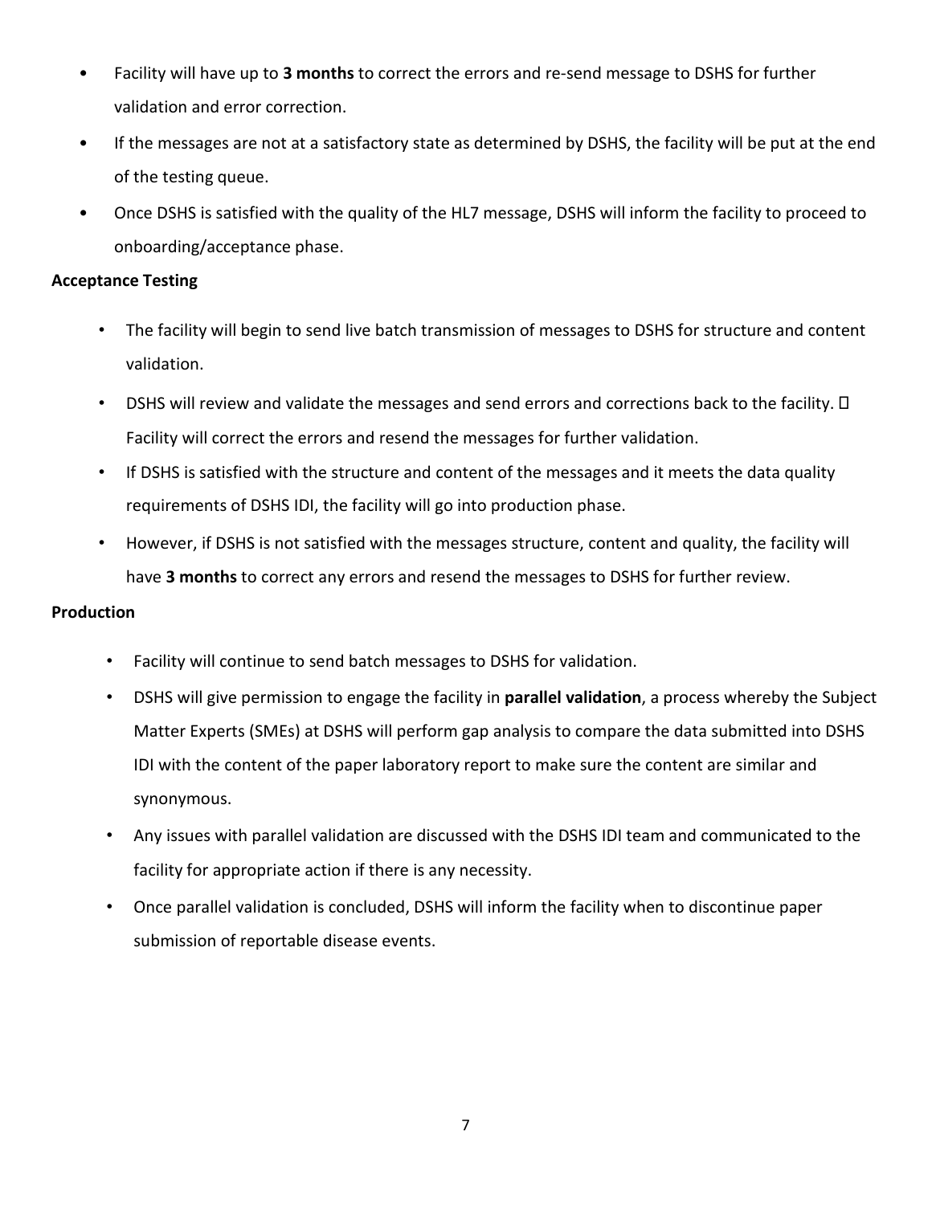- Facility will have up to **3 months** to correct the errors and re-send message to DSHS for further validation and error correction.
- If the messages are not at a satisfactory state as determined by DSHS, the facility will be put at the end of the testing queue.
- Once DSHS is satisfied with the quality of the HL7 message, DSHS will inform the facility to proceed to onboarding/acceptance phase.

**Acceptance Testing**

- The facility will begin to send live batch transmission of messages to DSHS for structure and content validation.
- DSHS will review and validate the messages and send errors and corrections back to the facility.  Facility will correct the errors and resend the messages for further validation.
- If DSHS is satisfied with the structure and content of the messages and it meets the data quality requirements of DSHS IDI, the facility will go into production phase.
- However, if DSHS is not satisfied with the messages structure, content and quality, the facility will have **3 months** to correct any errors and resend the messages to DSHS for further review.

**Production**

- Facility will continue to send batch messages to DSHS for validation.
- DSHS will give permission to engage the facility in **parallel validation**, a process whereby the Subject Matter Experts (SMEs) at DSHS will perform gap analysis to compare the data submitted into DSHS IDI with the content of the paper laboratory report to make sure the content are similar and synonymous.
- Any issues with parallel validation are discussed with the DSHS IDI team and communicated to the facility for appropriate action if there is any necessity.
- Once parallel validation is concluded, DSHS will inform the facility when to discontinue paper submission of reportable disease events.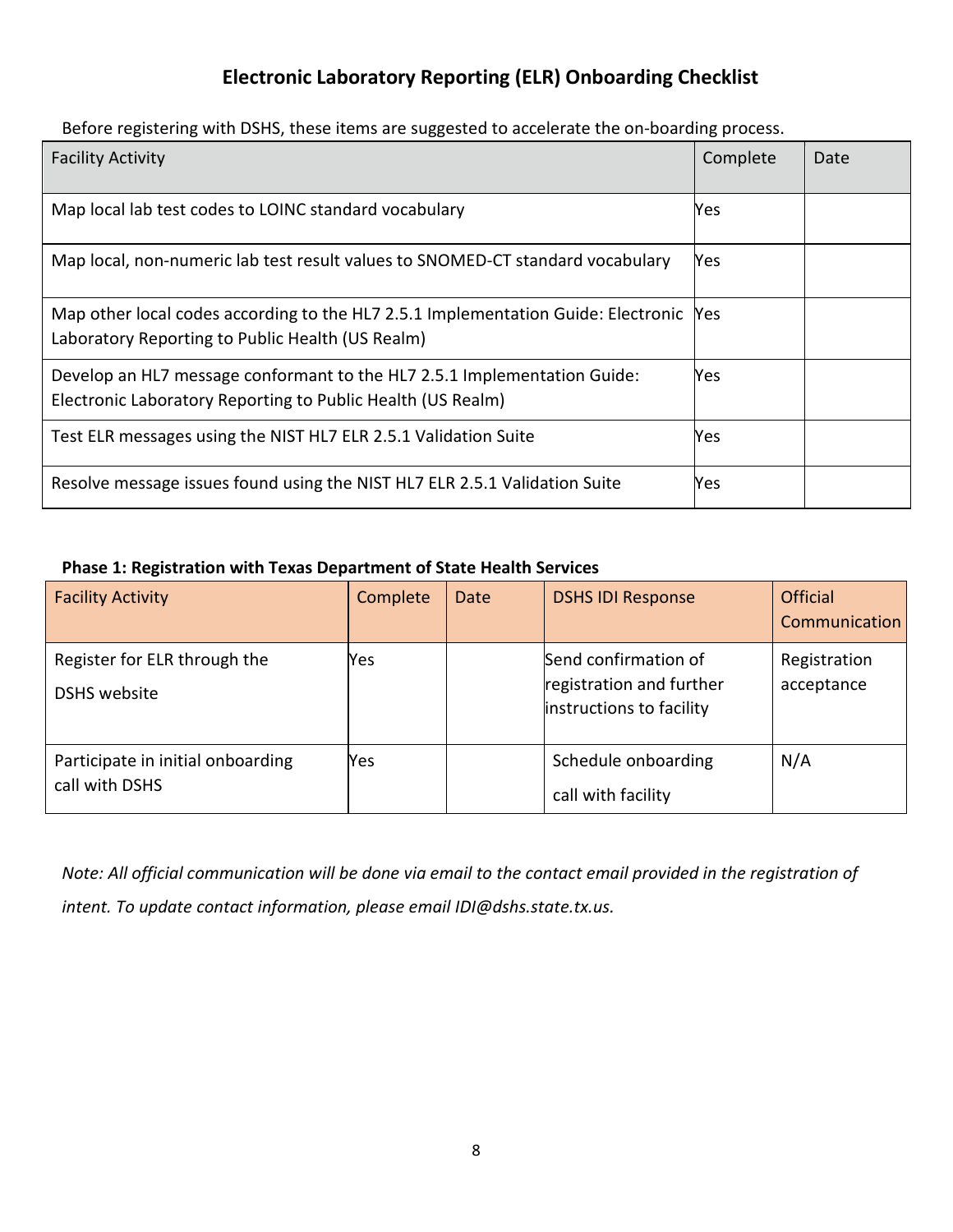# Electronic Laboratory Reporting (ELR) Onboarding Checklist

Before registering with DSHS, these items are suggested to accelerate the on-boarding process.

| Facility Activity | Complete | Date |
| --- | --- | --- |
| Map local lab test codes to LOINC standard vocabulary | Yes | |
| Map local, non-numeric lab test result values to SNOMED-CT standard vocabulary | Yes | |
| Map other local codes according to the HL7 2.5.1 Implementation Guide: Electronic Laboratory Reporting to Public Health (US Realm) | Yes | |
| Develop an HL7 message conformant to the HL7 2.5.1 Implementation Guide: Electronic Laboratory Reporting to Public Health (US Realm) | Yes | |
| Test ELR messages using the NIST HL7 ELR 2.5.1 Validation Suite | Yes | |
| Resolve message issues found using the NIST HL7 ELR 2.5.1 Validation Suite | Yes | |

**Phase 1: Registration with Texas Department of State Health Services**

| Facility Activity | Complete | Date | DSHS IDI Response | Official Communication |
| --- | --- | --- | --- | --- |
| Register for ELR through the DSHS website | Yes | | Send confirmation of registration and further instructions to facility | Registration acceptance |
| Participate in initial onboarding call with DSHS | Yes | | Schedule onboarding call with facility | N/A |

*Note: All official communication will be done via email to the contact email provided in the registration of intent. To update contact information, please email IDI@dshs.state.tx.us.*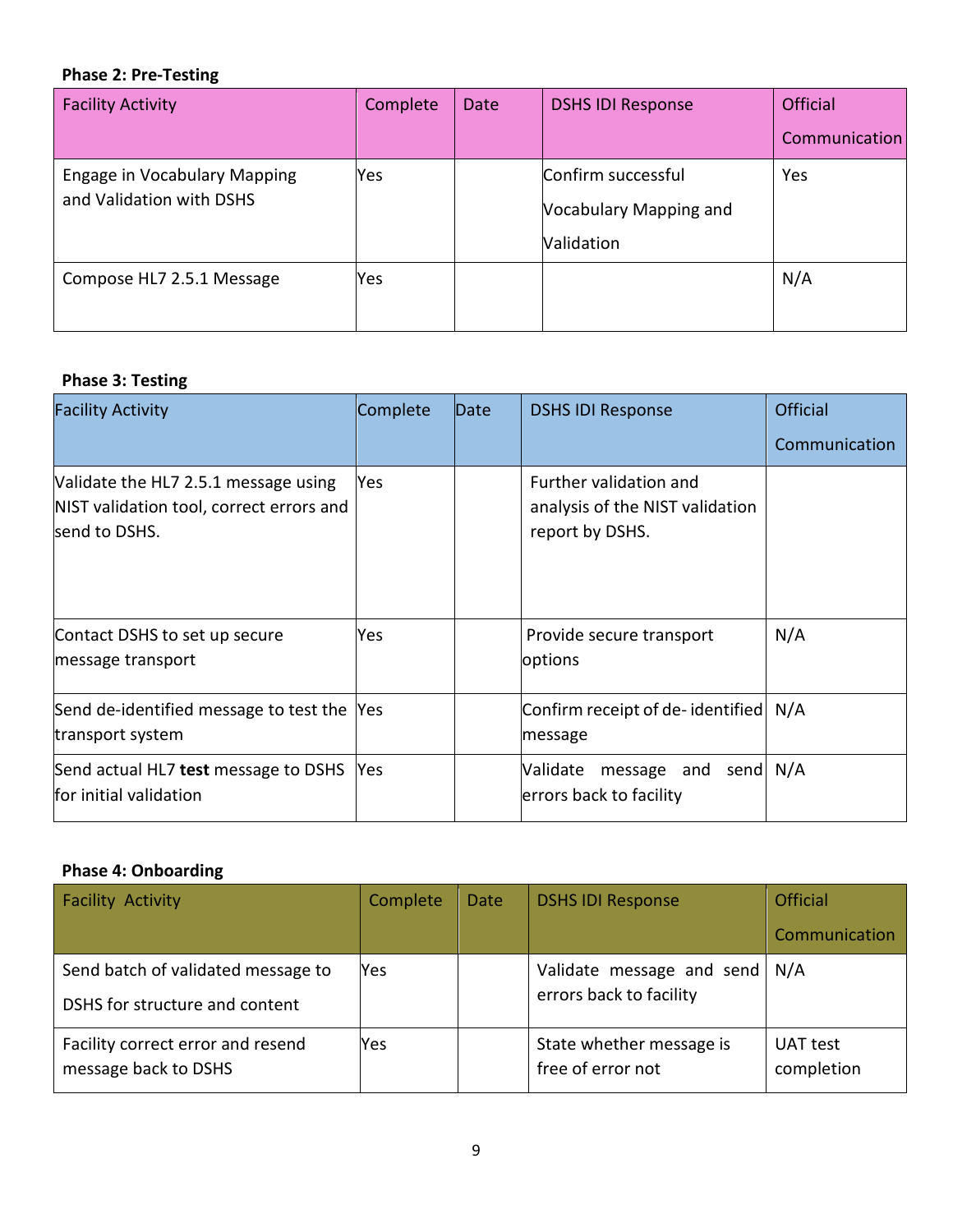**Phase 2: Pre-Testing**

| Facility Activity | Complete | Date | DSHS IDI Response | Official Communication |
|---|---|---|---|---|
| Engage in Vocabulary Mapping and Validation with DSHS | Yes | | Confirm successful Vocabulary Mapping and Validation | Yes |
| Compose HL7 2.5.1 Message | Yes | | | N/A |

**Phase 3: Testing**

| Facility Activity | Complete | Date | DSHS IDI Response | Official Communication |
|---|---|---|---|---|
| Validate the HL7 2.5.1 message using NIST validation tool, correct errors and send to DSHS. | Yes | | Further validation and analysis of the NIST validation report by DSHS. | |
| Contact DSHS to set up secure message transport | Yes | | Provide secure transport options | N/A |
| Send de-identified message to test the transport system | Yes | | Confirm receipt of de- identified message | N/A |
| Send actual HL7 **test** message to DSHS for initial validation | Yes | | Validate message and send errors back to facility | N/A |

**Phase 4: Onboarding**

| Facility Activity | Complete | Date | DSHS IDI Response | Official Communication |
|---|---|---|---|---|
| Send batch of validated message to DSHS for structure and content | Yes | | Validate message and send errors back to facility | N/A |
| Facility correct error and resend message back to DSHS | Yes | | State whether message is free of error not | UAT test completion |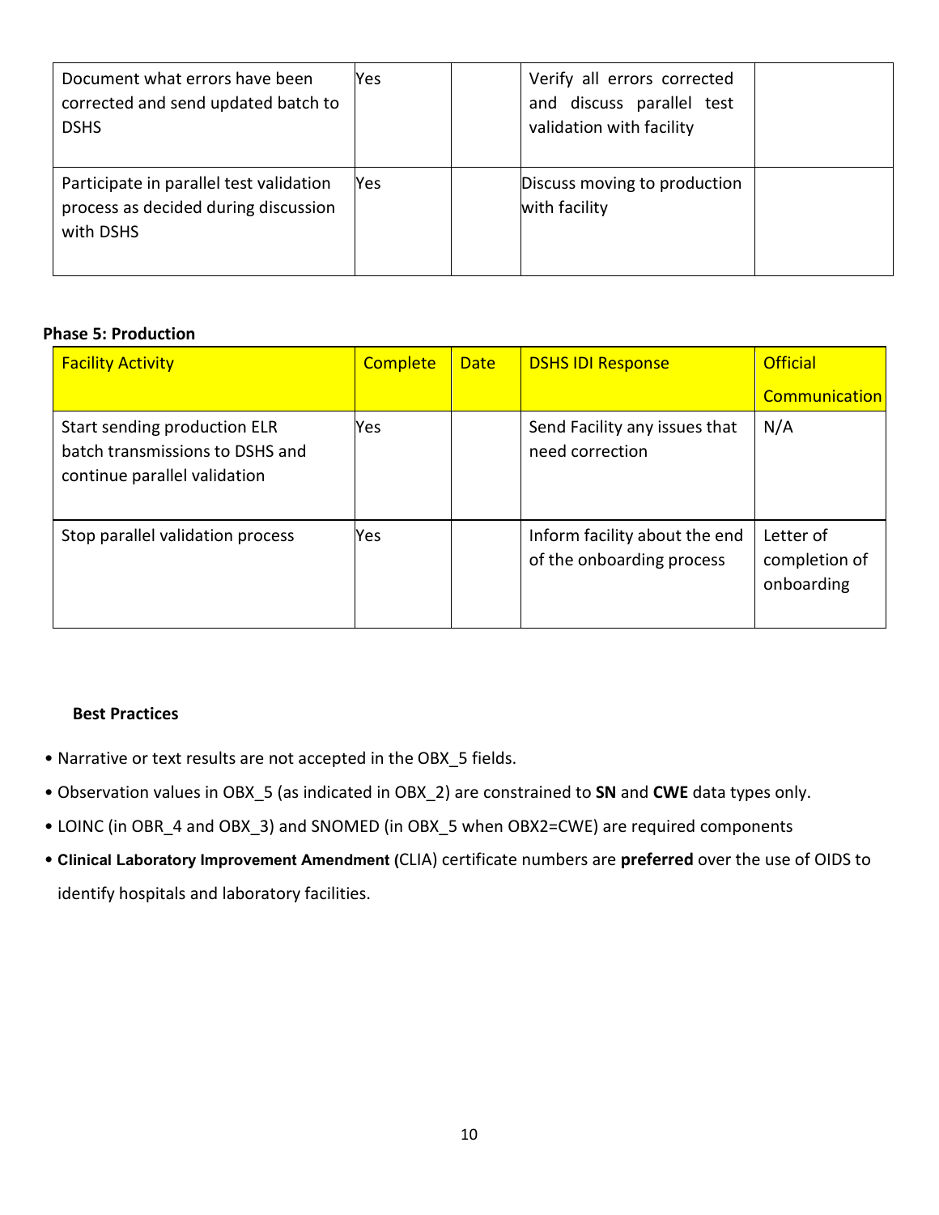| | | | | |
|---|---|---|---|---|
| Document what errors have been corrected and send updated batch to DSHS | Yes | | Verify all errors corrected and discuss parallel test validation with facility | |
| Participate in parallel test validation process as decided during discussion with DSHS | Yes | | Discuss moving to production with facility | |

**Phase 5: Production**

| Facility Activity | Complete | Date | DSHS IDI Response | Official Communication |
|---|---|---|---|---|
| Start sending production ELR batch transmissions to DSHS and continue parallel validation | Yes | | Send Facility any issues that need correction | N/A |
| Stop parallel validation process | Yes | | Inform facility about the end of the onboarding process | Letter of completion of onboarding |

**Best Practices**

- Narrative or text results are not accepted in the OBX_5 fields.
- Observation values in OBX_5 (as indicated in OBX_2) are constrained to **SN** and **CWE** data types only.
- LOINC (in OBR_4 and OBX_3) and SNOMED (in OBX_5 when OBX2=CWE) are required components
- **Clinical Laboratory Improvement Amendment (**CLIA) certificate numbers are **preferred** over the use of OIDS to identify hospitals and laboratory facilities.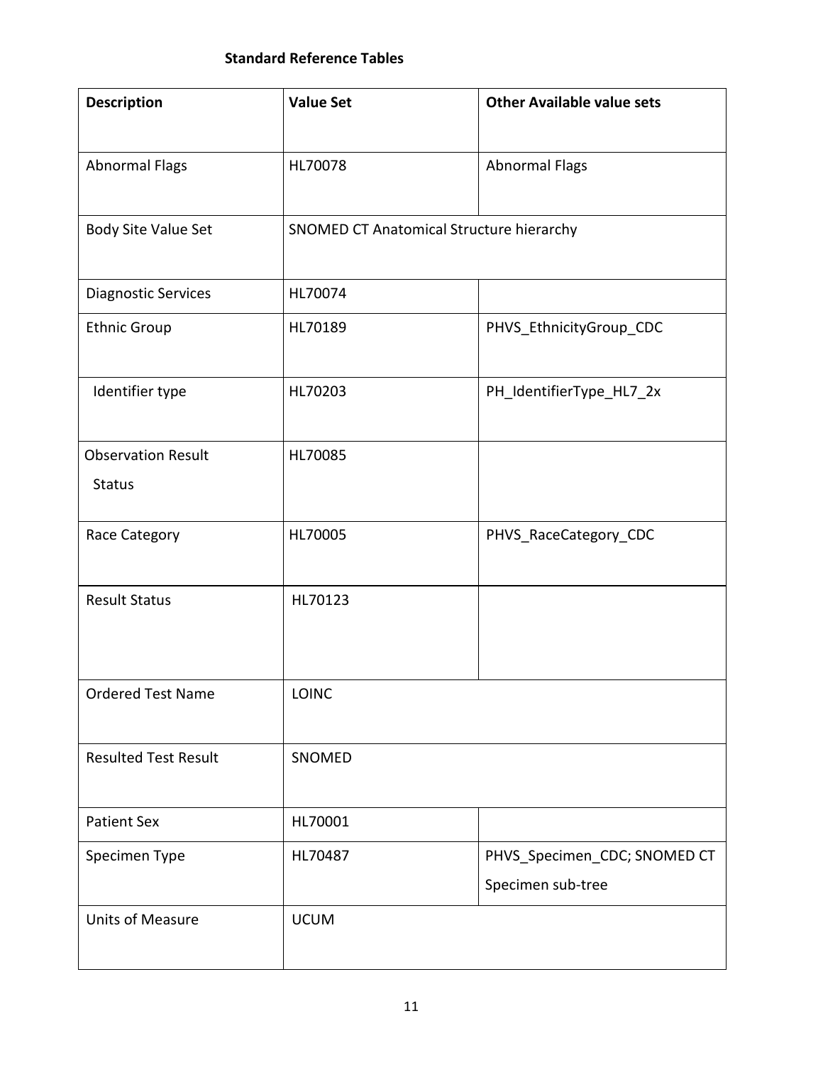**Standard Reference Tables**

| Description | Value Set | Other Available value sets |
|---|---|---|
| Abnormal Flags | HL70078 | Abnormal Flags |
| Body Site Value Set | SNOMED CT Anatomical Structure hierarchy | |
| Diagnostic Services | HL70074 | |
| Ethnic Group | HL70189 | PHVS_EthnicityGroup_CDC |
| Identifier type | HL70203 | PH_IdentifierType_HL7_2x |
| Observation Result Status | HL70085 | |
| Race Category | HL70005 | PHVS_RaceCategory_CDC |
| Result Status | HL70123 | |
| Ordered Test Name | LOINC | |
| Resulted Test Result | SNOMED | |
| Patient Sex | HL70001 | |
| Specimen Type | HL70487 | PHVS_Specimen_CDC; SNOMED CT Specimen sub-tree |
| Units of Measure | UCUM | |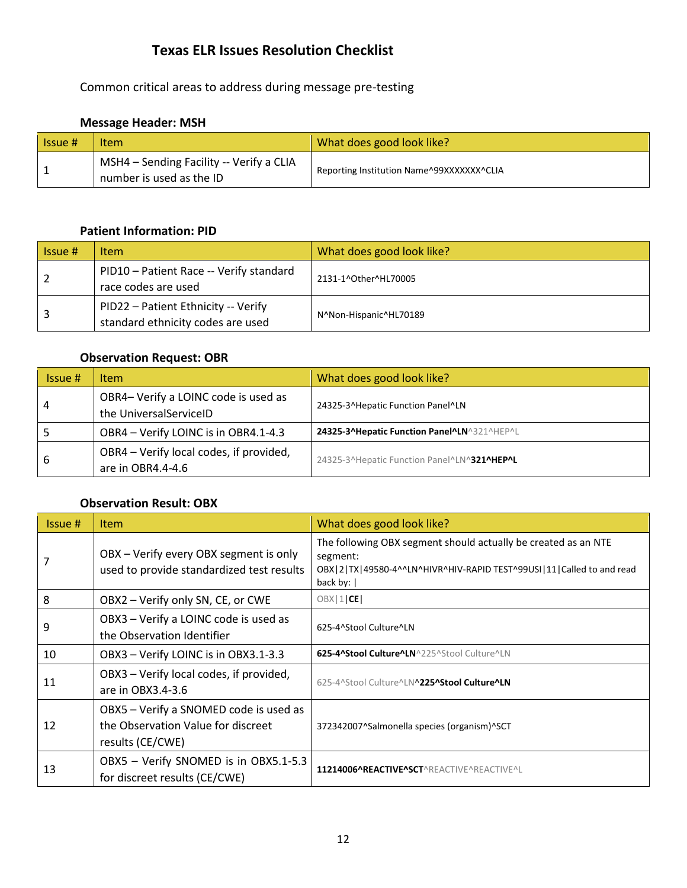# Texas ELR Issues Resolution Checklist

Common critical areas to address during message pre-testing

### Message Header: MSH

| Issue # | Item | What does good look like? |
|---|---|---|
| 1 | MSH4 – Sending Facility -- Verify a CLIA number is used as the ID | Reporting Institution Name^99XXXXXXX^CLIA |

### Patient Information: PID

| Issue # | Item | What does good look like? |
|---|---|---|
| 2 | PID10 – Patient Race -- Verify standard race codes are used | 2131-1^Other^HL70005 |
| 3 | PID22 – Patient Ethnicity -- Verify standard ethnicity codes are used | N^Non-Hispanic^HL70189 |

### Observation Request: OBR

| Issue # | Item | What does good look like? |
|---|---|---|
| 4 | OBR4– Verify a LOINC code is used as the UniversalServiceID | 24325-3^Hepatic Function Panel^LN |
| 5 | OBR4 – Verify LOINC is in OBR4.1-4.3 | **24325-3^Hepatic Function Panel^LN**^321^HEP^L |
| 6 | OBR4 – Verify local codes, if provided, are in OBR4.4-4.6 | 24325-3^Hepatic Function Panel^LN^**321^HEP^L** |

### Observation Result: OBX

| Issue # | Item | What does good look like? |
|---|---|---|
| 7 | OBX – Verify every OBX segment is only used to provide standardized test results | The following OBX segment should actually be created as an NTE segment: OBX\|2\|TX\|49580-4^^LN^HIVR^HIV-RAPID TEST^99USI\|11\|Called to and read back by: \| |
| 8 | OBX2 – Verify only SN, CE, or CWE | OBX\|1\|**CE**\| |
| 9 | OBX3 – Verify a LOINC code is used as the Observation Identifier | 625-4^Stool Culture^LN |
| 10 | OBX3 – Verify LOINC is in OBX3.1-3.3 | **625-4^Stool Culture^LN**^225^Stool Culture^LN |
| 11 | OBX3 – Verify local codes, if provided, are in OBX3.4-3.6 | 625-4^Stool Culture^LN**^225^Stool Culture^LN** |
| 12 | OBX5 – Verify a SNOMED code is used as the Observation Value for discreet results (CE/CWE) | 372342007^Salmonella species (organism)^SCT |
| 13 | OBX5 – Verify SNOMED is in OBX5.1-5.3 for discreet results (CE/CWE) | **11214006^REACTIVE^SCT**^REACTIVE^REACTIVE^L |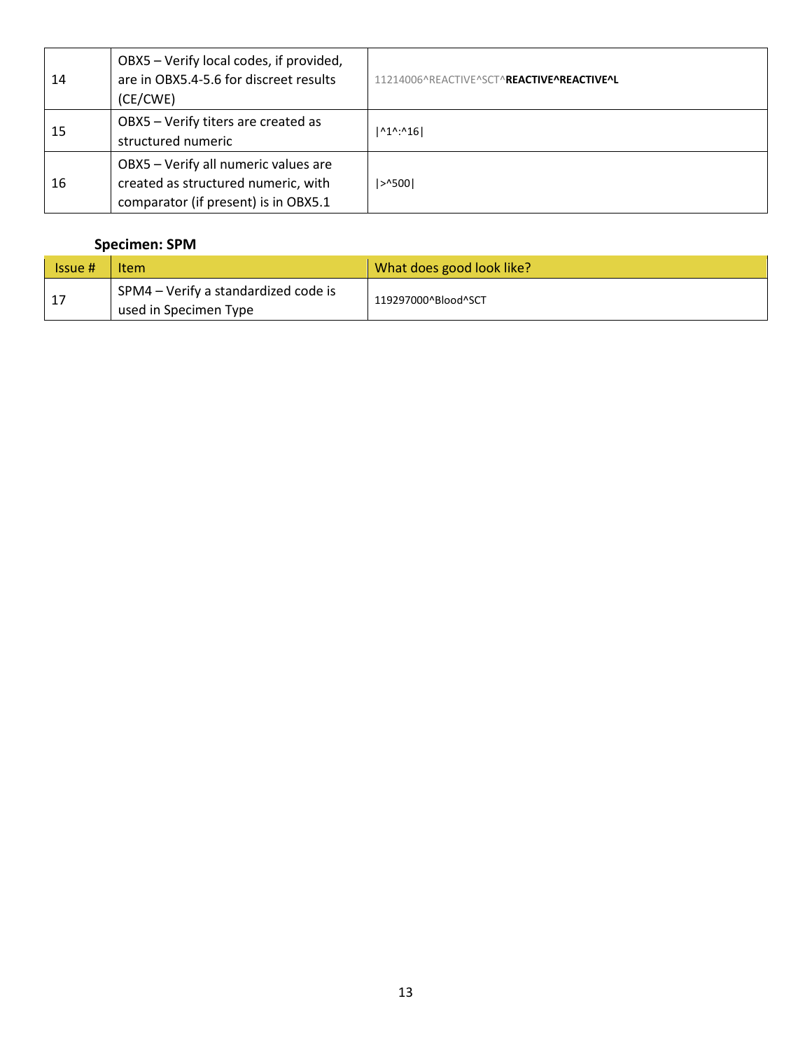| | | |
|---|---|---|
| 14 | OBX5 – Verify local codes, if provided, are in OBX5.4-5.6 for discreet results (CE/CWE) | 11214006^REACTIVE^SCT^**REACTIVE^REACTIVE^L** |
| 15 | OBX5 – Verify titers are created as structured numeric | \|^1^:^16\| |
| 16 | OBX5 – Verify all numeric values are created as structured numeric, with comparator (if present) is in OBX5.1 | \|>^500\| |

**Specimen: SPM**

| Issue # | Item | What does good look like? |
|---|---|---|
| 17 | SPM4 – Verify a standardized code is used in Specimen Type | 119297000^Blood^SCT |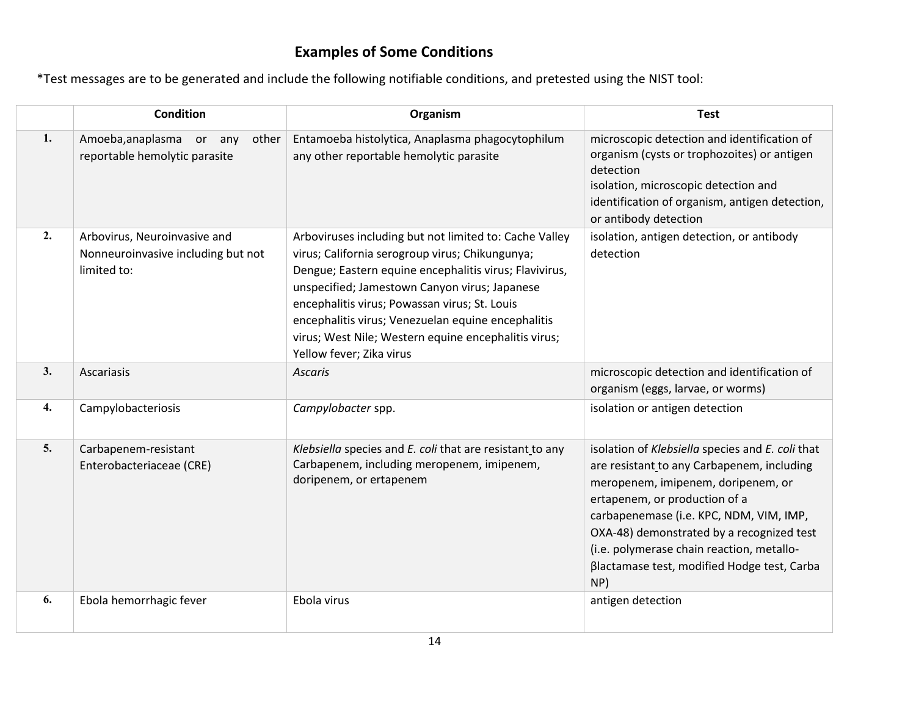## Examples of Some Conditions

*Test messages are to be generated and include the following notifiable conditions, and pretested using the NIST tool:

| | Condition | Organism | Test |
|---|---|---|---|
| 1. | Amoeba,anaplasma or any other reportable hemolytic parasite | Entamoeba histolytica, Anaplasma phagocytophilum any other reportable hemolytic parasite | microscopic detection and identification of organism (cysts or trophozoites) or antigen detection<br>isolation, microscopic detection and identification of organism, antigen detection, or antibody detection |
| 2. | Arbovirus, Neuroinvasive and Nonneuroinvasive including but not limited to: | Arboviruses including but not limited to: Cache Valley virus; California serogroup virus; Chikungunya; Dengue; Eastern equine encephalitis virus; Flavivirus, unspecified; Jamestown Canyon virus; Japanese encephalitis virus; Powassan virus; St. Louis encephalitis virus; Venezuelan equine encephalitis virus; West Nile; Western equine encephalitis virus; Yellow fever; Zika virus | isolation, antigen detection, or antibody detection |
| 3. | Ascariasis | *Ascaris* | microscopic detection and identification of organism (eggs, larvae, or worms) |
| 4. | Campylobacteriosis | *Campylobacter* spp. | isolation or antigen detection |
| 5. | Carbapenem-resistant Enterobacteriaceae (CRE) | *Klebsiella* species and *E. coli* that are resistant to any Carbapenem, including meropenem, imipenem, doripenem, or ertapenem | isolation of *Klebsiella* species and *E. coli* that are resistant to any Carbapenem, including meropenem, imipenem, doripenem, or ertapenem, or production of a carbapenemase (i.e. KPC, NDM, VIM, IMP, OXA-48) demonstrated by a recognized test (i.e. polymerase chain reaction, metallo-βlactamase test, modified Hodge test, Carba NP) |
| 6. | Ebola hemorrhagic fever | Ebola virus | antigen detection |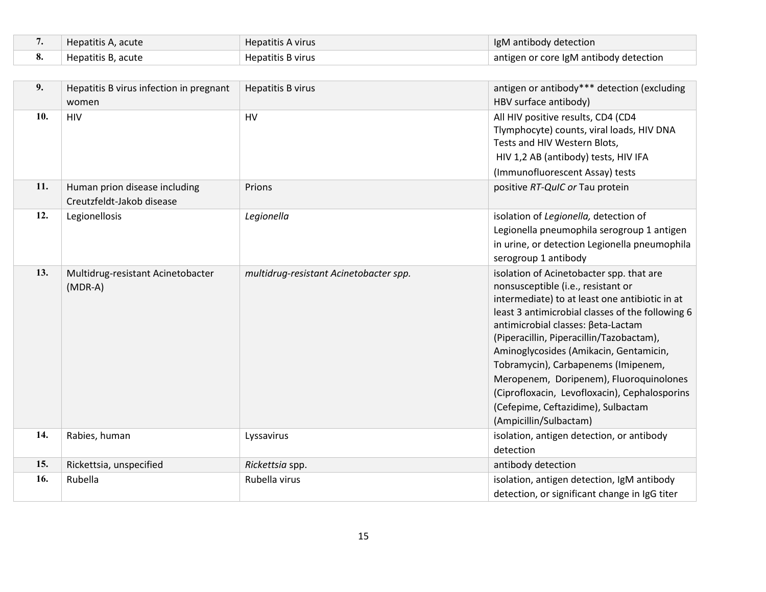| 7. | Hepatitis A, acute | Hepatitis A virus | IgM antibody detection |
|---|---|---|---|
| 8. | Hepatitis B, acute | Hepatitis B virus | antigen or core IgM antibody detection |
| 9. | Hepatitis B virus infection in pregnant women | Hepatitis B virus | antigen or antibody*** detection (excluding HBV surface antibody) |
| 10. | HIV | HV | All HIV positive results, CD4 (CD4 Tlymphocyte) counts, viral loads, HIV DNA Tests and HIV Western Blots, HIV 1,2 AB (antibody) tests, HIV IFA (Immunofluorescent Assay) tests |
| 11. | Human prion disease including Creutzfeldt-Jakob disease | Prions | positive *RT-QuIC or* Tau protein |
| 12. | Legionellosis | *Legionella* | isolation of *Legionella,* detection of Legionella pneumophila serogroup 1 antigen in urine, or detection Legionella pneumophila serogroup 1 antibody |
| 13. | Multidrug-resistant Acinetobacter (MDR-A) | *multidrug-resistant Acinetobacter spp.* | isolation of Acinetobacter spp. that are nonsusceptible (i.e., resistant or intermediate) to at least one antibiotic in at least 3 antimicrobial classes of the following 6 antimicrobial classes: βeta-Lactam (Piperacillin, Piperacillin/Tazobactam), Aminoglycosides (Amikacin, Gentamicin, Tobramycin), Carbapenems (Imipenem, Meropenem, Doripenem), Fluoroquinolones (Ciprofloxacin, Levofloxacin), Cephalosporins (Cefepime, Ceftazidime), Sulbactam (Ampicillin/Sulbactam) |
| 14. | Rabies, human | Lyssavirus | isolation, antigen detection, or antibody detection |
| 15. | Rickettsia, unspecified | *Rickettsia* spp. | antibody detection |
| 16. | Rubella | Rubella virus | isolation, antigen detection, IgM antibody detection, or significant change in IgG titer |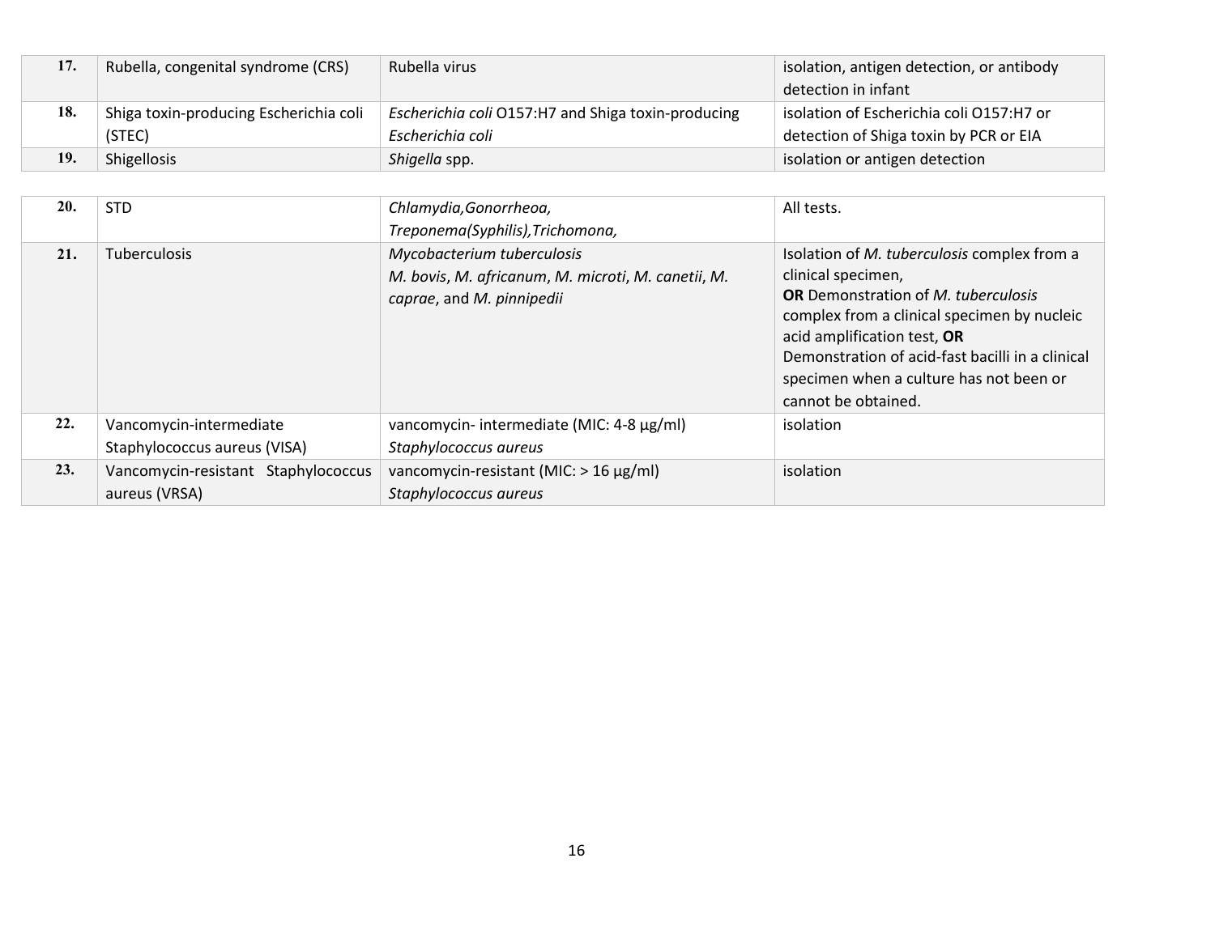| | | | |
|---|---|---|---|
| **17.** | Rubella, congenital syndrome (CRS) | Rubella virus | isolation, antigen detection, or antibody detection in infant |
| **18.** | Shiga toxin-producing Escherichia coli (STEC) | *Escherichia coli* O157:H7 and Shiga toxin-producing *Escherichia coli* | isolation of Escherichia coli O157:H7 or detection of Shiga toxin by PCR or EIA |
| **19.** | Shigellosis | *Shigella* spp. | isolation or antigen detection |
| **20.** | STD | *Chlamydia,Gonorrheoa, Treponema(Syphilis),Trichomona,* | All tests. |
| **21.** | Tuberculosis | *Mycobacterium tuberculosis* *M. bovis*, *M. africanum*, *M. microti*, *M. canetii*, *M. caprae*, and *M. pinnipedii* | Isolation of *M. tuberculosis* complex from a clinical specimen, **OR** Demonstration of *M. tuberculosis* complex from a clinical specimen by nucleic acid amplification test, **OR** Demonstration of acid-fast bacilli in a clinical specimen when a culture has not been or cannot be obtained. |
| **22.** | Vancomycin-intermediate Staphylococcus aureus (VISA) | vancomycin- intermediate (MIC: 4-8 μg/ml) *Staphylococcus aureus* | isolation |
| **23.** | Vancomycin-resistant Staphylococcus aureus (VRSA) | vancomycin-resistant (MIC: > 16 μg/ml) *Staphylococcus aureus* | isolation |